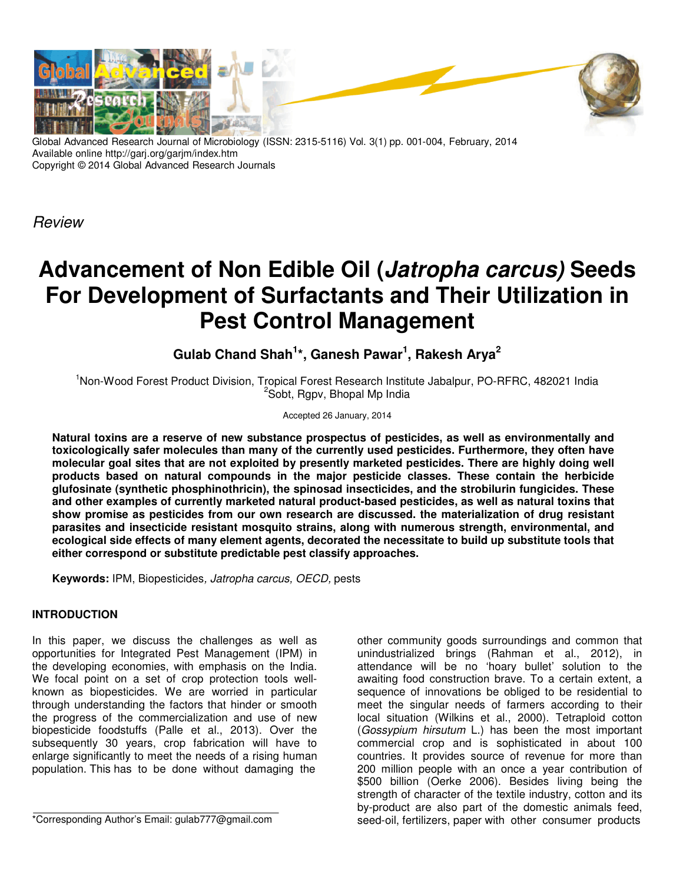Global Advanced Research Journal of Microbiology (ISSN: 2315-5116) Vol. 3(1) pp. 001-004, February, 2014
Available online http://garj.org/garjm/index.htm
Copyright © 2014 Global Advanced Research Journals

*Review*

# Advancement of Non Edible Oil (*Jatropha carcus)* Seeds For Development of Surfactants and Their Utilization in Pest Control Management

**Gulab Chand Shah[1]*, Ganesh Pawar[1], Rakesh Arya[2]**

[1]Non-Wood Forest Product Division, Tropical Forest Research Institute Jabalpur, PO-RFRC, 482021 India
[2]Sobt, Rgpv, Bhopal Mp India

Accepted 26 January, 2014

**Natural toxins are a reserve of new substance prospectus of pesticides, as well as environmentally and toxicologically safer molecules than many of the currently used pesticides. Furthermore, they often have molecular goal sites that are not exploited by presently marketed pesticides. There are highly doing well products based on natural compounds in the major pesticide classes. These contain the herbicide glufosinate (synthetic phosphinothricin), the spinosad insecticides, and the strobilurin fungicides. These and other examples of currently marketed natural product-based pesticides, as well as natural toxins that show promise as pesticides from our own research are discussed. the materialization of drug resistant parasites and insecticide resistant mosquito strains, along with numerous strength, environmental, and ecological side effects of many element agents, decorated the necessitate to build up substitute tools that either correspond or substitute predictable pest classify approaches.**

**Keywords:** IPM, Biopesticides, *Jatropha carcus, OECD,* pests

## INTRODUCTION

In this paper, we discuss the challenges as well as opportunities for Integrated Pest Management (IPM) in the developing economies, with emphasis on the India. We focal point on a set of crop protection tools well-known as biopesticides. We are worried in particular through understanding the factors that hinder or smooth the progress of the commercialization and use of new biopesticide foodstuffs (Palle et al., 2013). Over the subsequently 30 years, crop fabrication will have to enlarge significantly to meet the needs of a rising human population. This has to be done without damaging the other community goods surroundings and common that unindustrialized brings (Rahman et al., 2012), in attendance will be no 'hoary bullet' solution to the awaiting food construction brave. To a certain extent, a sequence of innovations be obliged to be residential to meet the singular needs of farmers according to their local situation (Wilkins et al., 2000). Tetraploid cotton (*Gossypium hirsutum* L.) has been the most important commercial crop and is sophisticated in about 100 countries. It provides source of revenue for more than 200 million people with an once a year contribution of $500 billion (Oerke 2006). Besides living being the strength of character of the textile industry, cotton and its by-product are also part of the domestic animals feed, seed-oil, fertilizers, paper with other consumer products

*Corresponding Author's Email: gulab777@gmail.com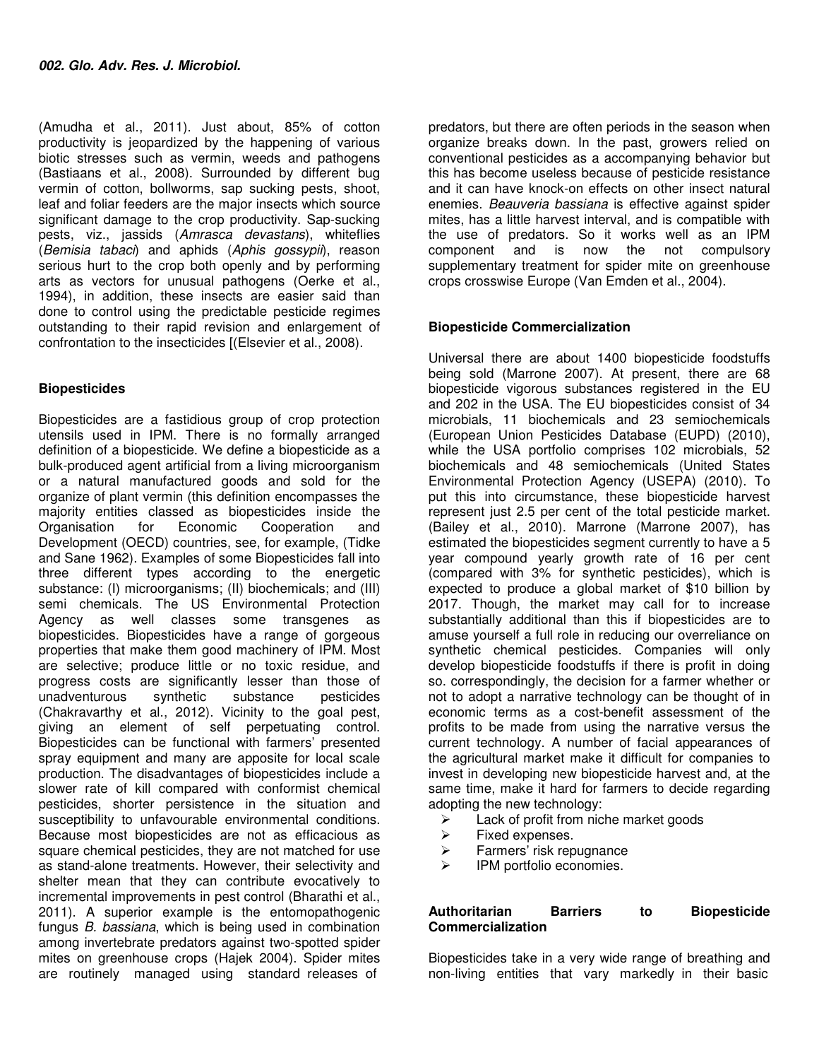(Amudha et al., 2011). Just about, 85% of cotton productivity is jeopardized by the happening of various biotic stresses such as vermin, weeds and pathogens (Bastiaans et al., 2008). Surrounded by different bug vermin of cotton, bollworms, sap sucking pests, shoot, leaf and foliar feeders are the major insects which source significant damage to the crop productivity. Sap-sucking pests, viz., jassids (*Amrasca devastans*), whiteflies (*Bemisia tabaci*) and aphids (*Aphis gossypii*), reason serious hurt to the crop both openly and by performing arts as vectors for unusual pathogens (Oerke et al., 1994), in addition, these insects are easier said than done to control using the predictable pesticide regimes outstanding to their rapid revision and enlargement of confrontation to the insecticides [(Elsevier et al., 2008).

## Biopesticides

Biopesticides are a fastidious group of crop protection utensils used in IPM. There is no formally arranged definition of a biopesticide. We define a biopesticide as a bulk-produced agent artificial from a living microorganism or a natural manufactured goods and sold for the organize of plant vermin (this definition encompasses the majority entities classed as biopesticides inside the Organisation for Economic Cooperation and Development (OECD) countries, see, for example, (Tidke and Sane 1962). Examples of some Biopesticides fall into three different types according to the energetic substance: (I) microorganisms; (II) biochemicals; and (III) semi chemicals. The US Environmental Protection Agency as well classes some transgenes as biopesticides. Biopesticides have a range of gorgeous properties that make them good machinery of IPM. Most are selective; produce little or no toxic residue, and progress costs are significantly lesser than those of unadventurous synthetic substance pesticides (Chakravarthy et al., 2012). Vicinity to the goal pest, giving an element of self perpetuating control. Biopesticides can be functional with farmers' presented spray equipment and many are apposite for local scale production. The disadvantages of biopesticides include a slower rate of kill compared with conformist chemical pesticides, shorter persistence in the situation and susceptibility to unfavourable environmental conditions. Because most biopesticides are not as efficacious as square chemical pesticides, they are not matched for use as stand-alone treatments. However, their selectivity and shelter mean that they can contribute evocatively to incremental improvements in pest control (Bharathi et al., 2011). A superior example is the entomopathogenic fungus *B. bassiana*, which is being used in combination among invertebrate predators against two-spotted spider mites on greenhouse crops (Hajek 2004). Spider mites are routinely managed using standard releases of predators, but there are often periods in the season when organize breaks down. In the past, growers relied on conventional pesticides as a accompanying behavior but this has become useless because of pesticide resistance and it can have knock-on effects on other insect natural enemies. *Beauveria bassiana* is effective against spider mites, has a little harvest interval, and is compatible with the use of predators. So it works well as an IPM component and is now the not compulsory supplementary treatment for spider mite on greenhouse crops crosswise Europe (Van Emden et al., 2004).

## Biopesticide Commercialization

Universal there are about 1400 biopesticide foodstuffs being sold (Marrone 2007). At present, there are 68 biopesticide vigorous substances registered in the EU and 202 in the USA. The EU biopesticides consist of 34 microbials, 11 biochemicals and 23 semiochemicals (European Union Pesticides Database (EUPD) (2010), while the USA portfolio comprises 102 microbials, 52 biochemicals and 48 semiochemicals (United States Environmental Protection Agency (USEPA) (2010). To put this into circumstance, these biopesticide harvest represent just 2.5 per cent of the total pesticide market. (Bailey et al., 2010). Marrone (Marrone 2007), has estimated the biopesticides segment currently to have a 5 year compound yearly growth rate of 16 per cent (compared with 3% for synthetic pesticides), which is expected to produce a global market of $10 billion by 2017. Though, the market may call for to increase substantially additional than this if biopesticides are to amuse yourself a full role in reducing our overreliance on synthetic chemical pesticides. Companies will only develop biopesticide foodstuffs if there is profit in doing so. correspondingly, the decision for a farmer whether or not to adopt a narrative technology can be thought of in economic terms as a cost-benefit assessment of the profits to be made from using the narrative versus the current technology. A number of facial appearances of the agricultural market make it difficult for companies to invest in developing new biopesticide harvest and, at the same time, make it hard for farmers to decide regarding adopting the new technology:

- Lack of profit from niche market goods
- Fixed expenses.
- Farmers' risk repugnance
- IPM portfolio economies.

## Authoritarian Barriers to Biopesticide Commercialization

Biopesticides take in a very wide range of breathing and non-living entities that vary markedly in their basic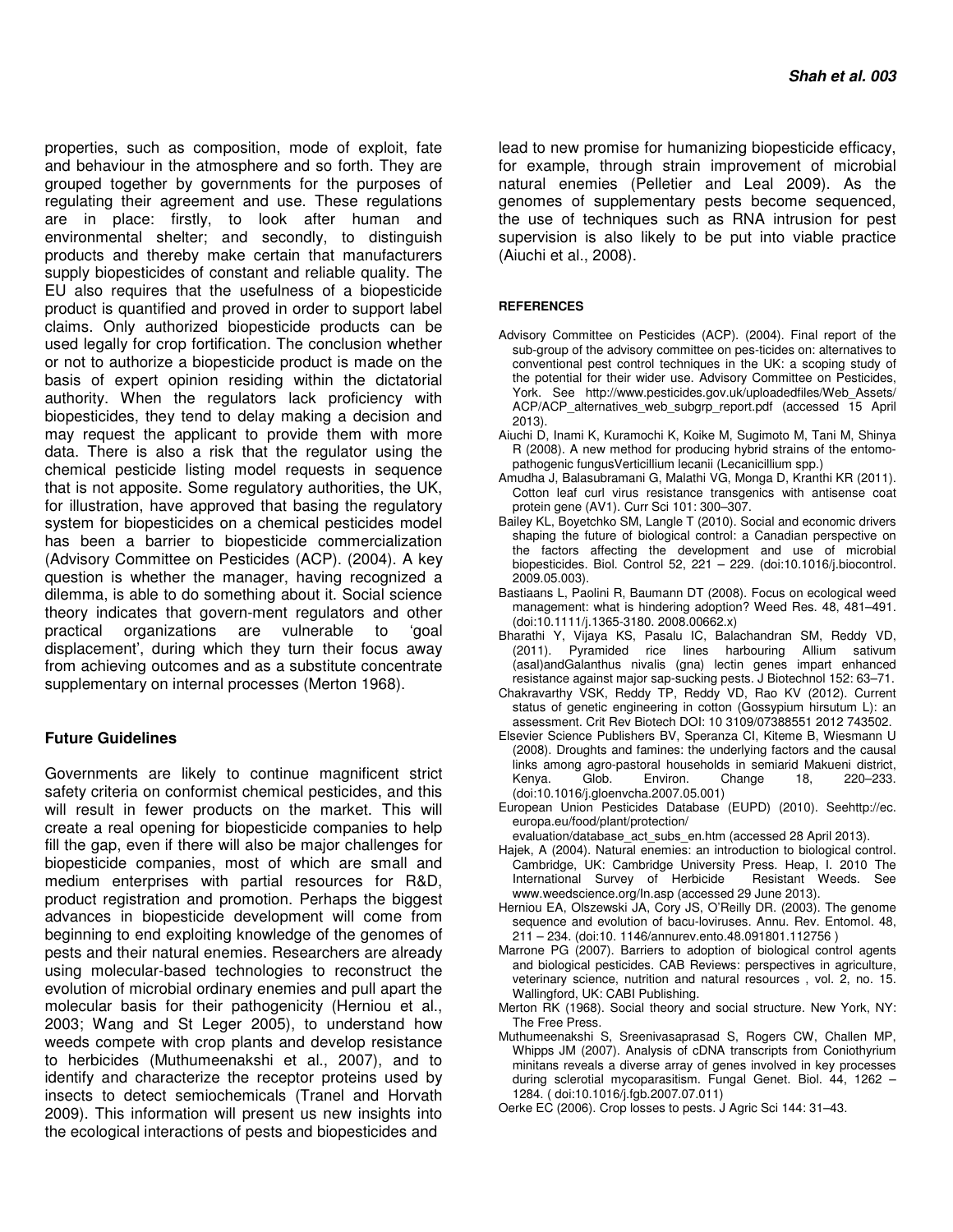properties, such as composition, mode of exploit, fate and behaviour in the atmosphere and so forth. They are grouped together by governments for the purposes of regulating their agreement and use. These regulations are in place: firstly, to look after human and environmental shelter; and secondly, to distinguish products and thereby make certain that manufacturers supply biopesticides of constant and reliable quality. The EU also requires that the usefulness of a biopesticide product is quantified and proved in order to support label claims. Only authorized biopesticide products can be used legally for crop fortification. The conclusion whether or not to authorize a biopesticide product is made on the basis of expert opinion residing within the dictatorial authority. When the regulators lack proficiency with biopesticides, they tend to delay making a decision and may request the applicant to provide them with more data. There is also a risk that the regulator using the chemical pesticide listing model requests in sequence that is not apposite. Some regulatory authorities, the UK, for illustration, have approved that basing the regulatory system for biopesticides on a chemical pesticides model has been a barrier to biopesticide commercialization (Advisory Committee on Pesticides (ACP). (2004). A key question is whether the manager, having recognized a dilemma, is able to do something about it. Social science theory indicates that govern-ment regulators and other practical organizations are vulnerable to 'goal displacement', during which they turn their focus away from achieving outcomes and as a substitute concentrate supplementary on internal processes (Merton 1968).

## Future Guidelines

Governments are likely to continue magnificent strict safety criteria on conformist chemical pesticides, and this will result in fewer products on the market. This will create a real opening for biopesticide companies to help fill the gap, even if there will also be major challenges for biopesticide companies, most of which are small and medium enterprises with partial resources for R&D, product registration and promotion. Perhaps the biggest advances in biopesticide development will come from beginning to end exploiting knowledge of the genomes of pests and their natural enemies. Researchers are already using molecular-based technologies to reconstruct the evolution of microbial ordinary enemies and pull apart the molecular basis for their pathogenicity (Herniou et al., 2003; Wang and St Leger 2005), to understand how weeds compete with crop plants and develop resistance to herbicides (Muthumeenakshi et al., 2007), and to identify and characterize the receptor proteins used by insects to detect semiochemicals (Tranel and Horvath 2009). This information will present us new insights into the ecological interactions of pests and biopesticides and lead to new promise for humanizing biopesticide efficacy, for example, through strain improvement of microbial natural enemies (Pelletier and Leal 2009). As the genomes of supplementary pests become sequenced, the use of techniques such as RNA intrusion for pest supervision is also likely to be put into viable practice (Aiuchi et al., 2008).

#### REFERENCES

Advisory Committee on Pesticides (ACP). (2004). Final report of the sub-group of the advisory committee on pes-ticides on: alternatives to conventional pest control techniques in the UK: a scoping study of the potential for their wider use. Advisory Committee on Pesticides, York. See http://www.pesticides.gov.uk/uploadedfiles/Web_Assets/ACP/ACP_alternatives_web_subgrp_report.pdf (accessed 15 April 2013).

Aiuchi D, Inami K, Kuramochi K, Koike M, Sugimoto M, Tani M, Shinya R (2008). A new method for producing hybrid strains of the entomo-pathogenic fungusVerticillium lecanii (Lecanicillium spp.)

Amudha J, Balasubramani G, Malathi VG, Monga D, Kranthi KR (2011). Cotton leaf curl virus resistance transgenics with antisense coat protein gene (AV1). Curr Sci 101: 300–307.

Bailey KL, Boyetchko SM, Langle T (2010). Social and economic drivers shaping the future of biological control: a Canadian perspective on the factors affecting the development and use of microbial biopesticides. Biol. Control 52, 221 – 229. (doi:10.1016/j.biocontrol.2009.05.003).

Bastiaans L, Paolini R, Baumann DT (2008). Focus on ecological weed management: what is hindering adoption? Weed Res. 48, 481–491. (doi:10.1111/j.1365-3180. 2008.00662.x)

Bharathi Y, Vijaya KS, Pasalu IC, Balachandran SM, Reddy VD, (2011). Pyramided rice lines harbouring Allium sativum (asal)andGalanthus nivalis (gna) lectin genes impart enhanced resistance against major sap-sucking pests. J Biotechnol 152: 63–71.

Chakravarthy VSK, Reddy TP, Reddy VD, Rao KV (2012). Current status of genetic engineering in cotton (Gossypium hirsutum L): an assessment. Crit Rev Biotech DOI: 10 3109/07388551 2012 743502.

Elsevier Science Publishers BV, Speranza CI, Kiteme B, Wiesmann U (2008). Droughts and famines: the underlying factors and the causal links among agro-pastoral households in semiarid Makueni district, Kenya. Glob. Environ. Change 18, 220–233. (doi:10.1016/j.gloenvcha.2007.05.001)

European Union Pesticides Database (EUPD) (2010). Seehttp://ec.europa.eu/food/plant/protection/evaluation/database_act_subs_en.htm (accessed 28 April 2013).

Hajek, A (2004). Natural enemies: an introduction to biological control. Cambridge, UK: Cambridge University Press. Heap, I. 2010 The International Survey of Herbicide Resistant Weeds. See www.weedscience.org/In.asp (accessed 29 June 2013).

Herniou EA, Olszewski JA, Cory JS, O'Reilly DR. (2003). The genome sequence and evolution of bacu-loviruses. Annu. Rev. Entomol. 48, 211 – 234. (doi:10. 1146/annurev.ento.48.091801.112756 )

Marrone PG (2007). Barriers to adoption of biological control agents and biological pesticides. CAB Reviews: perspectives in agriculture, veterinary science, nutrition and natural resources , vol. 2, no. 15. Wallingford, UK: CABI Publishing.

Merton RK (1968). Social theory and social structure. New York, NY: The Free Press.

Muthumeenakshi S, Sreenivasaprasad S, Rogers CW, Challen MP, Whipps JM (2007). Analysis of cDNA transcripts from Coniothyrium minitans reveals a diverse array of genes involved in key processes during sclerotial mycoparasitism. Fungal Genet. Biol. 44, 1262 – 1284. ( doi:10.1016/j.fgb.2007.07.011)

Oerke EC (2006). Crop losses to pests. J Agric Sci 144: 31–43.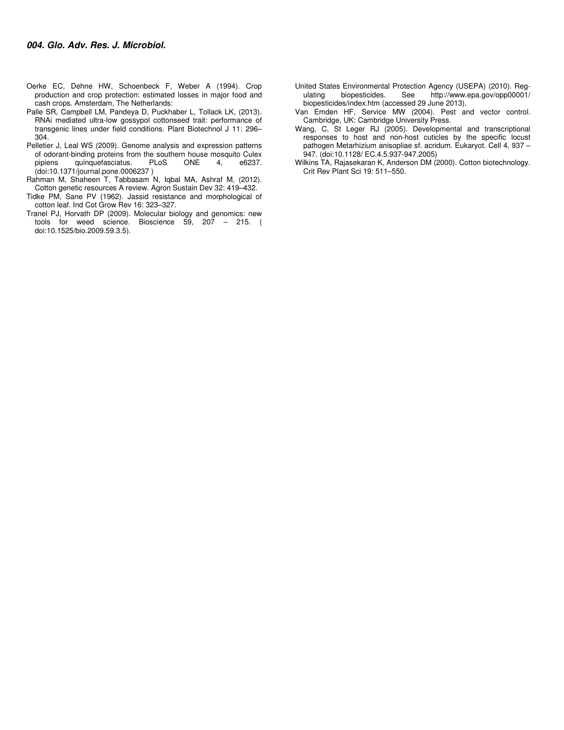Oerke EC, Dehne HW, Schoenbeck F, Weber A (1994). Crop production and crop protection: estimated losses in major food and cash crops. Amsterdam, The Netherlands:

Palle SR, Campbell LM, Pandeya D, Puckhaber L, Tollack LK, (2013). RNAi mediated ultra-low gossypol cottonseed trait: performance of transgenic lines under field conditions. Plant Biotechnol J 11: 296–304.

Pelletier J, Leal WS (2009). Genome analysis and expression patterns of odorant-binding proteins from the southern house mosquito Culex pipiens quinquefasciatus. PLoS ONE 4, e6237. (doi:10.1371/journal.pone.0006237 )

Rahman M, Shaheen T, Tabbasam N, Iqbal MA, Ashraf M, (2012). Cotton genetic resources A review. Agron Sustain Dev 32: 419–432.

Tidke PM, Sane PV (1962). Jassid resistance and morphological of cotton leaf. Ind Cot Grow Rev 16: 323–327.

Tranel PJ, Horvath DP (2009). Molecular biology and genomics: new tools for weed science. Bioscience 59, 207 – 215. ( doi:10.1525/bio.2009.59.3.5).

United States Environmental Protection Agency (USEPA) (2010). Regulating biopesticides. See http://www.epa.gov/opp00001/biopesticides/index.htm (accessed 29 June 2013).

Van Emden HF, Service MW (2004). Pest and vector control. Cambridge, UK: Cambridge University Press.

Wang, C, St Leger RJ (2005). Developmental and transcriptional responses to host and non-host cuticles by the specific locust pathogen Metarhizium anisopliae sf. acridum. Eukaryot. Cell 4, 937 – 947. (doi:10.1128/ EC.4.5.937-947.2005)

Wilkins TA, Rajasekaran K, Anderson DM (2000). Cotton biotechnology. Crit Rev Plant Sci 19: 511–550.